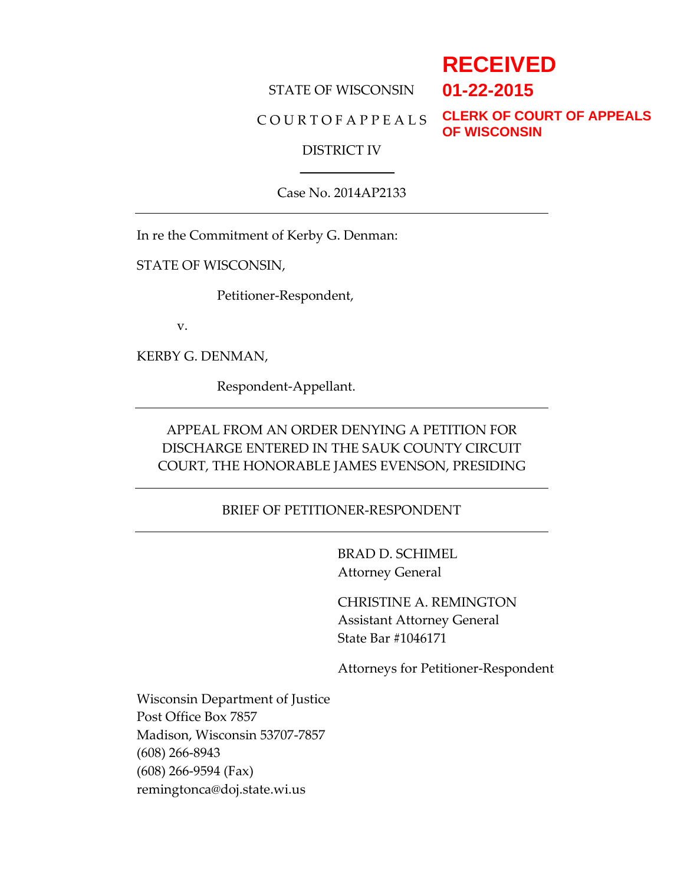RECEIVED
01-22-2015
CLERK OF COURT OF APPEALS
OF WISCONSIN

STATE OF WISCONSIN

C O U R T O F A P P E A L S

DISTRICT IV

Case No. 2014AP2133

In re the Commitment of Kerby G. Denman:

STATE OF WISCONSIN,

Petitioner-Respondent,

v.

KERBY G. DENMAN,

Respondent-Appellant.

APPEAL FROM AN ORDER DENYING A PETITION FOR DISCHARGE ENTERED IN THE SAUK COUNTY CIRCUIT COURT, THE HONORABLE JAMES EVENSON, PRESIDING

BRIEF OF PETITIONER-RESPONDENT

BRAD D. SCHIMEL
Attorney General

CHRISTINE A. REMINGTON
Assistant Attorney General
State Bar #1046171

Attorneys for Petitioner-Respondent

Wisconsin Department of Justice
Post Office Box 7857
Madison, Wisconsin 53707-7857
(608) 266-8943
(608) 266-9594 (Fax)
remingtonca@doj.state.wi.us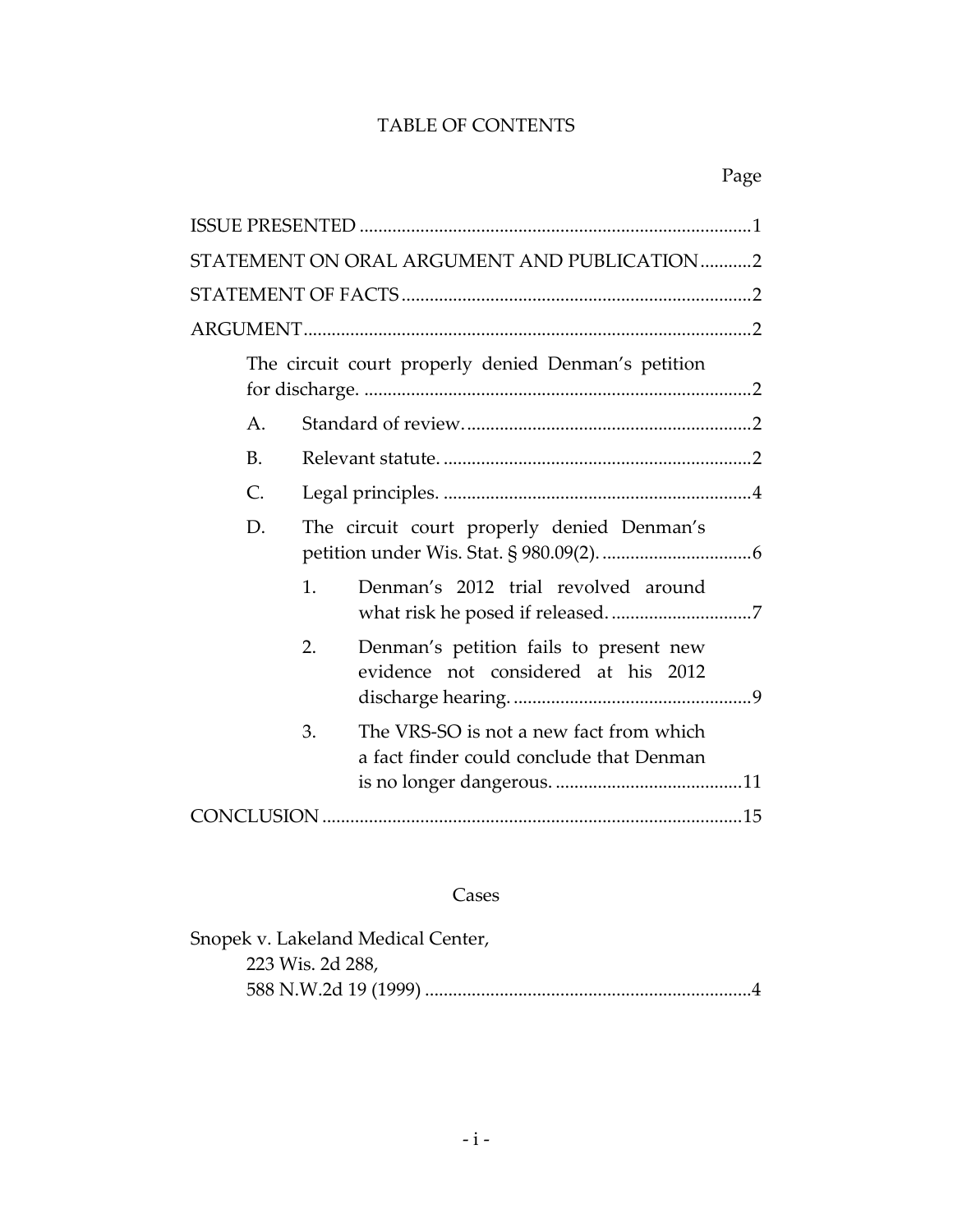# TABLE OF CONTENTS

Page

ISSUE PRESENTED .................................................................................... 1

STATEMENT ON ORAL ARGUMENT AND PUBLICATION ........... 2

STATEMENT OF FACTS ........................................................................... 2

ARGUMENT ............................................................................................... 2

The circuit court properly denied Denman's petition for discharge. ................................................................................... 2

A. Standard of review. ............................................................ 2

B. Relevant statute. ................................................................. 2

C. Legal principles. ................................................................. 4

D. The circuit court properly denied Denman's petition under Wis. Stat. § 980.09(2). ................................ 6

1. Denman's 2012 trial revolved around what risk he posed if released. ............................. 7

2. Denman's petition fails to present new evidence not considered at his 2012 discharge hearing. .................................................. 9

3. The VRS-SO is not a new fact from which a fact finder could conclude that Denman is no longer dangerous. ........................................ 11

CONCLUSION ......................................................................................... 15

## Cases

Snopek v. Lakeland Medical Center,
223 Wis. 2d 288,
588 N.W.2d 19 (1999) ..................................................................... 4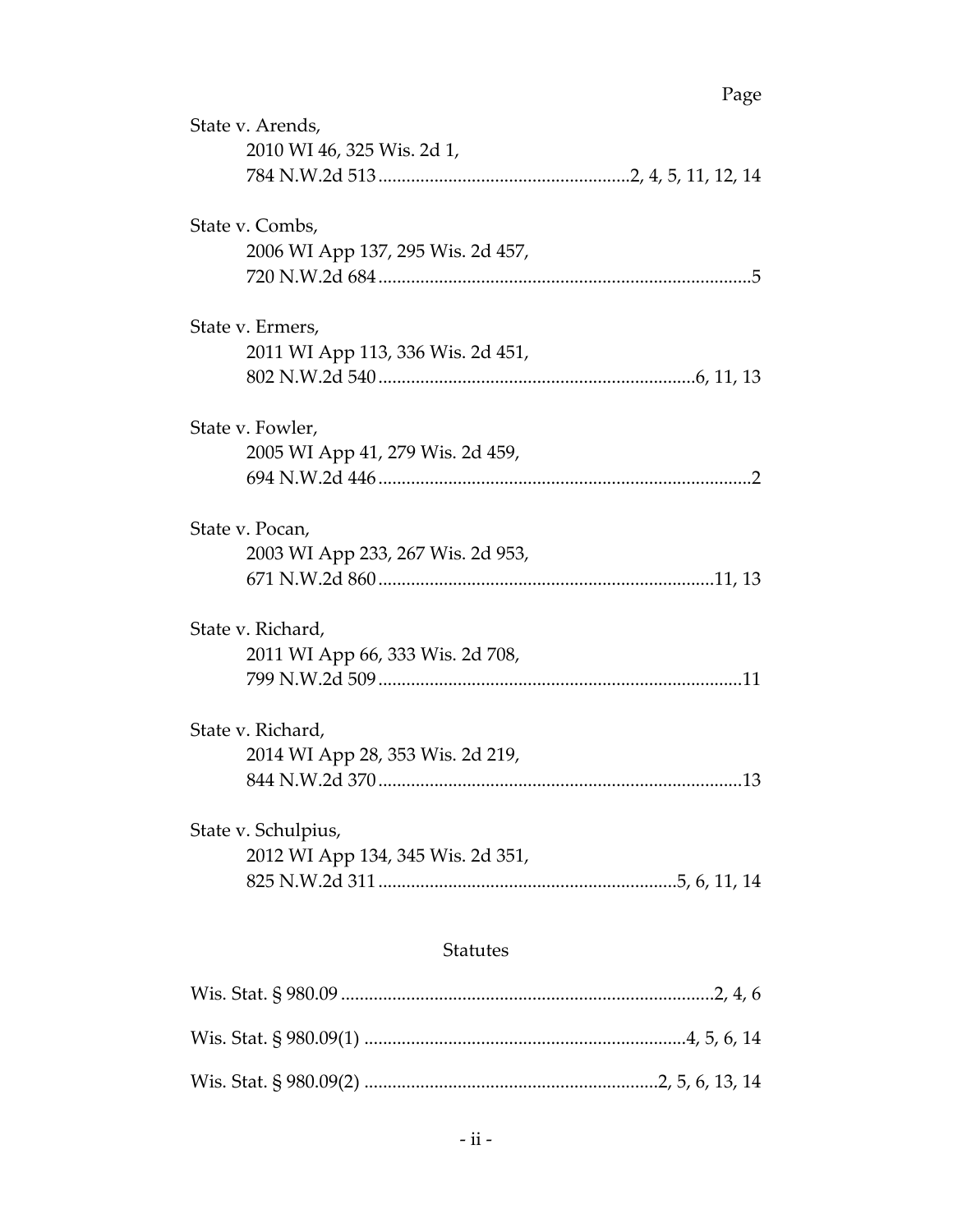Page

State v. Arends,
2010 WI 46, 325 Wis. 2d 1,
784 N.W.2d 513 ..................................................... 2, 4, 5, 11, 12, 14

State v. Combs,
2006 WI App 137, 295 Wis. 2d 457,
720 N.W.2d 684 ................................................................................ 5

State v. Ermers,
2011 WI App 113, 336 Wis. 2d 451,
802 N.W.2d 540 ................................................................... 6, 11, 13

State v. Fowler,
2005 WI App 41, 279 Wis. 2d 459,
694 N.W.2d 446 ................................................................................ 2

State v. Pocan,
2003 WI App 233, 267 Wis. 2d 953,
671 N.W.2d 860 ........................................................................ 11, 13

State v. Richard,
2011 WI App 66, 333 Wis. 2d 708,
799 N.W.2d 509 .............................................................................. 11

State v. Richard,
2014 WI App 28, 353 Wis. 2d 219,
844 N.W.2d 370 .............................................................................. 13

State v. Schulpius,
2012 WI App 134, 345 Wis. 2d 351,
825 N.W.2d 311 ................................................................ 5, 6, 11, 14

## Statutes

Wis. Stat. § 980.09 ................................................................................ 2, 4, 6

Wis. Stat. § 980.09(1) ..................................................................... 4, 5, 6, 14

Wis. Stat. § 980.09(2) ............................................................... 2, 5, 6, 13, 14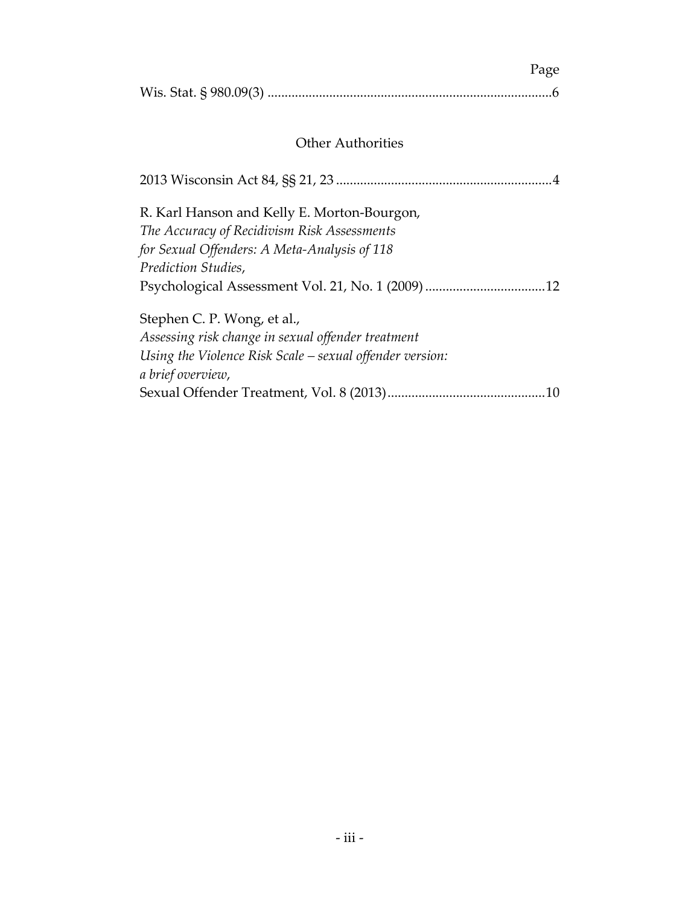Page

Wis. Stat. § 980.09(3) ..................................................................................6

## Other Authorities

2013 Wisconsin Act 84, §§ 21, 23 ..............................................................4

R. Karl Hanson and Kelly E. Morton-Bourgon,
*The Accuracy of Recidivism Risk Assessments for Sexual Offenders: A Meta-Analysis of 118 Prediction Studies*,
Psychological Assessment Vol. 21, No. 1 (2009) ...................................12

Stephen C. P. Wong, et al.,
*Assessing risk change in sexual offender treatment Using the Violence Risk Scale – sexual offender version: a brief overview*,
Sexual Offender Treatment, Vol. 8 (2013).............................................10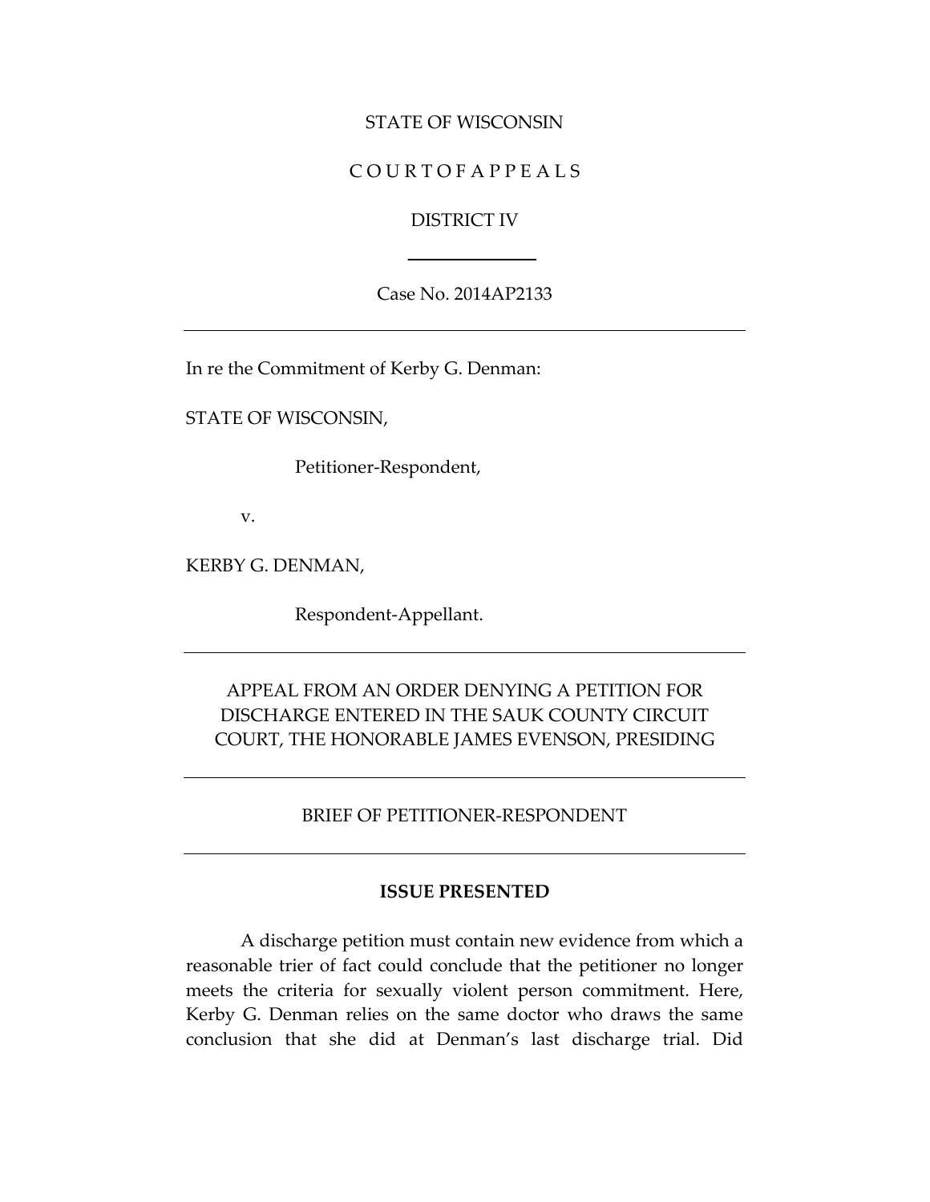STATE OF WISCONSIN

C O U R T O F A P P E A L S

DISTRICT IV

Case No. 2014AP2133

---

In re the Commitment of Kerby G. Denman:

STATE OF WISCONSIN,

Petitioner-Respondent,

v.

KERBY G. DENMAN,

Respondent-Appellant.

---

APPEAL FROM AN ORDER DENYING A PETITION FOR DISCHARGE ENTERED IN THE SAUK COUNTY CIRCUIT COURT, THE HONORABLE JAMES EVENSON, PRESIDING

---

BRIEF OF PETITIONER-RESPONDENT

---

**ISSUE PRESENTED**

A discharge petition must contain new evidence from which a reasonable trier of fact could conclude that the petitioner no longer meets the criteria for sexually violent person commitment. Here, Kerby G. Denman relies on the same doctor who draws the same conclusion that she did at Denman's last discharge trial. Did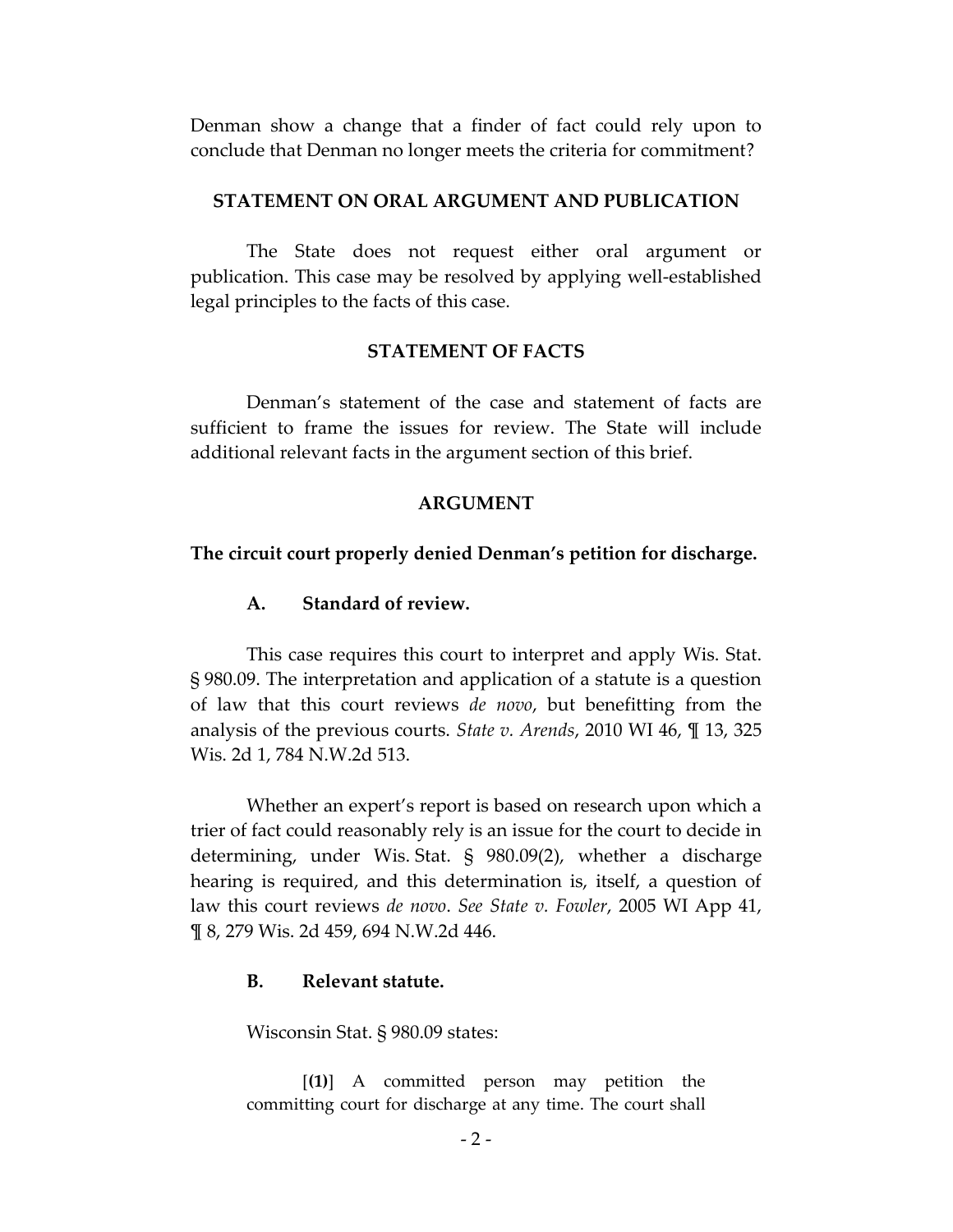Denman show a change that a finder of fact could rely upon to conclude that Denman no longer meets the criteria for commitment?

## STATEMENT ON ORAL ARGUMENT AND PUBLICATION

The State does not request either oral argument or publication. This case may be resolved by applying well-established legal principles to the facts of this case.

## STATEMENT OF FACTS

Denman's statement of the case and statement of facts are sufficient to frame the issues for review. The State will include additional relevant facts in the argument section of this brief.

## ARGUMENT

### The circuit court properly denied Denman's petition for discharge.

#### A. Standard of review.

This case requires this court to interpret and apply Wis. Stat. § 980.09. The interpretation and application of a statute is a question of law that this court reviews *de novo*, but benefitting from the analysis of the previous courts. *State v. Arends*, 2010 WI 46, ¶ 13, 325 Wis. 2d 1, 784 N.W.2d 513.

Whether an expert's report is based on research upon which a trier of fact could reasonably rely is an issue for the court to decide in determining, under Wis. Stat. § 980.09(2), whether a discharge hearing is required, and this determination is, itself, a question of law this court reviews *de novo*. *See State v. Fowler*, 2005 WI App 41, ¶ 8, 279 Wis. 2d 459, 694 N.W.2d 446.

#### B. Relevant statute.

Wisconsin Stat. § 980.09 states:

> [**(1)**] A committed person may petition the committing court for discharge at any time. The court shall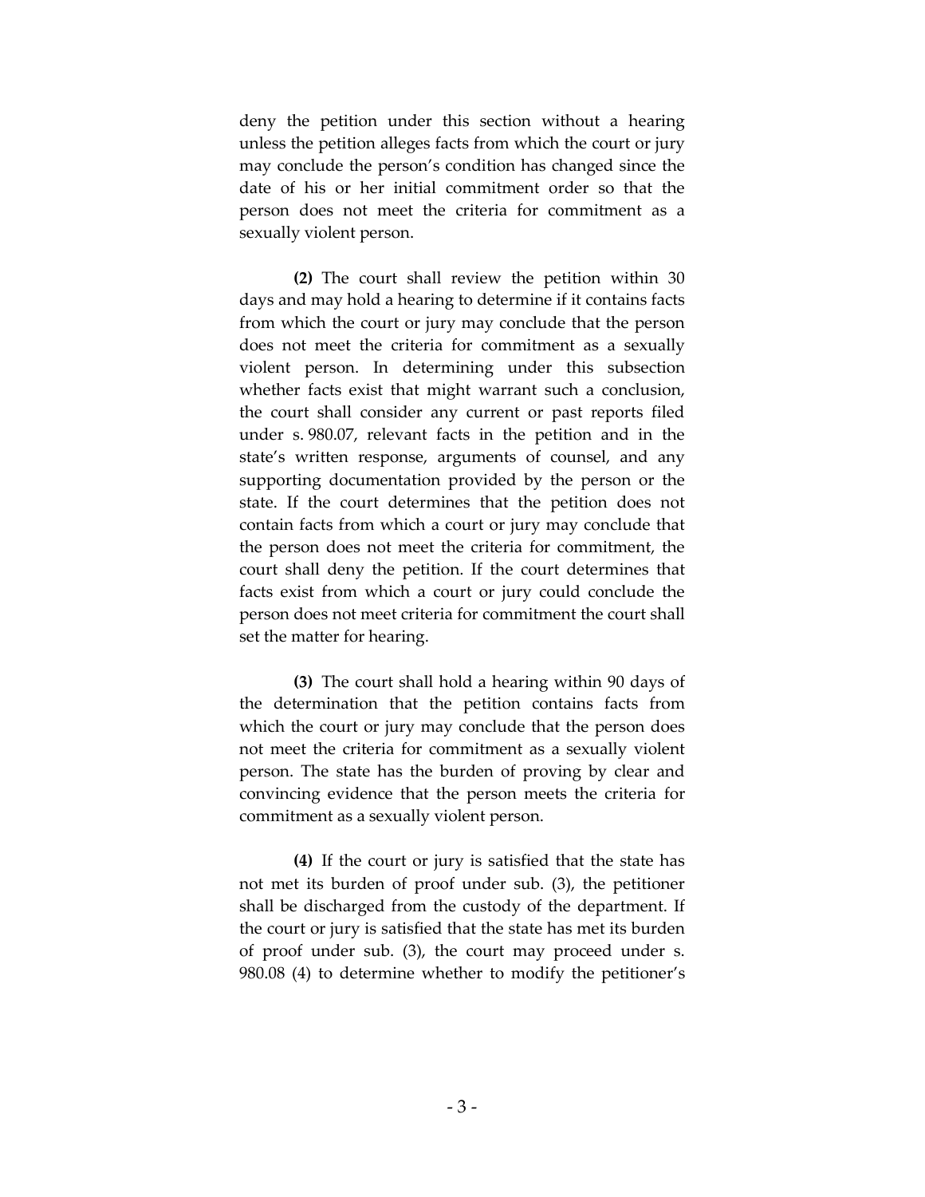deny the petition under this section without a hearing unless the petition alleges facts from which the court or jury may conclude the person's condition has changed since the date of his or her initial commitment order so that the person does not meet the criteria for commitment as a sexually violent person.

**(2)** The court shall review the petition within 30 days and may hold a hearing to determine if it contains facts from which the court or jury may conclude that the person does not meet the criteria for commitment as a sexually violent person. In determining under this subsection whether facts exist that might warrant such a conclusion, the court shall consider any current or past reports filed under s. 980.07, relevant facts in the petition and in the state's written response, arguments of counsel, and any supporting documentation provided by the person or the state. If the court determines that the petition does not contain facts from which a court or jury may conclude that the person does not meet the criteria for commitment, the court shall deny the petition. If the court determines that facts exist from which a court or jury could conclude the person does not meet criteria for commitment the court shall set the matter for hearing.

**(3)** The court shall hold a hearing within 90 days of the determination that the petition contains facts from which the court or jury may conclude that the person does not meet the criteria for commitment as a sexually violent person. The state has the burden of proving by clear and convincing evidence that the person meets the criteria for commitment as a sexually violent person.

**(4)** If the court or jury is satisfied that the state has not met its burden of proof under sub. (3), the petitioner shall be discharged from the custody of the department. If the court or jury is satisfied that the state has met its burden of proof under sub. (3), the court may proceed under s. 980.08 (4) to determine whether to modify the petitioner's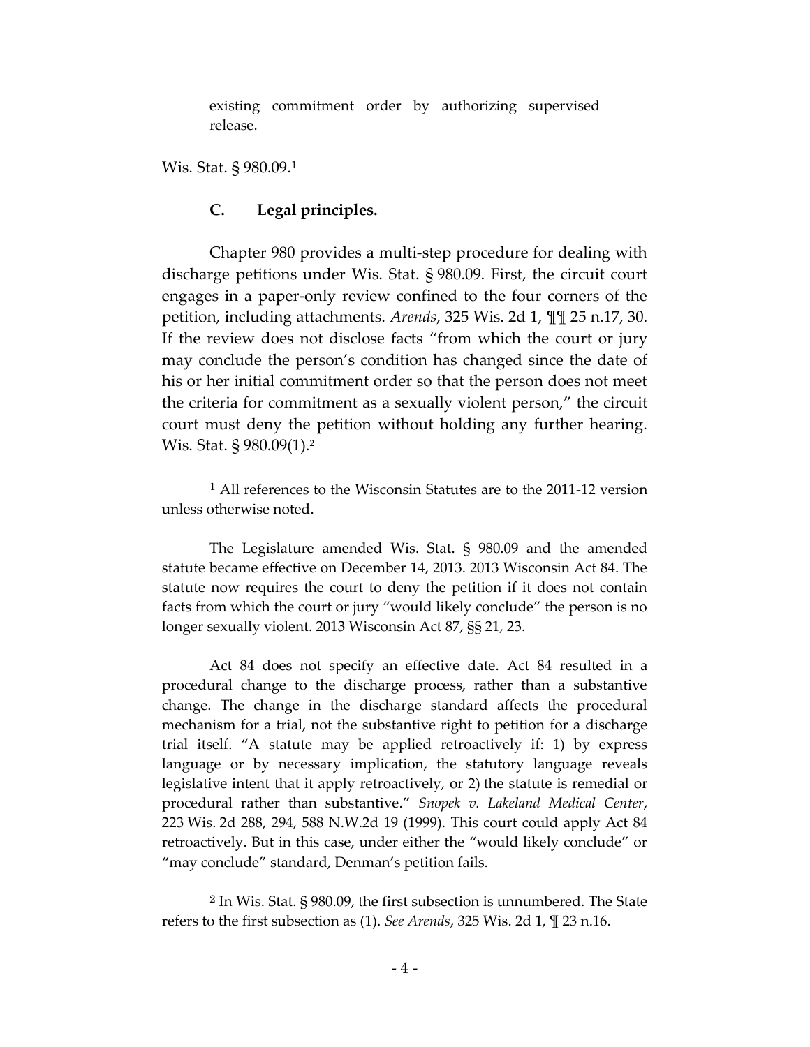existing commitment order by authorizing supervised release.

Wis. Stat. § 980.09.[1]

### C. Legal principles.

Chapter 980 provides a multi-step procedure for dealing with discharge petitions under Wis. Stat. § 980.09. First, the circuit court engages in a paper-only review confined to the four corners of the petition, including attachments. *Arends*, 325 Wis. 2d 1, ¶¶ 25 n.17, 30. If the review does not disclose facts "from which the court or jury may conclude the person's condition has changed since the date of his or her initial commitment order so that the person does not meet the criteria for commitment as a sexually violent person," the circuit court must deny the petition without holding any further hearing. Wis. Stat. § 980.09(1).[2]

---

[1] All references to the Wisconsin Statutes are to the 2011-12 version unless otherwise noted.

The Legislature amended Wis. Stat. § 980.09 and the amended statute became effective on December 14, 2013. 2013 Wisconsin Act 84. The statute now requires the court to deny the petition if it does not contain facts from which the court or jury "would likely conclude" the person is no longer sexually violent. 2013 Wisconsin Act 87, §§ 21, 23.

Act 84 does not specify an effective date. Act 84 resulted in a procedural change to the discharge process, rather than a substantive change. The change in the discharge standard affects the procedural mechanism for a trial, not the substantive right to petition for a discharge trial itself. "A statute may be applied retroactively if: 1) by express language or by necessary implication, the statutory language reveals legislative intent that it apply retroactively, or 2) the statute is remedial or procedural rather than substantive." *Snopek v. Lakeland Medical Center*, 223 Wis. 2d 288, 294, 588 N.W.2d 19 (1999). This court could apply Act 84 retroactively. But in this case, under either the "would likely conclude" or "may conclude" standard, Denman's petition fails.

[2] In Wis. Stat. § 980.09, the first subsection is unnumbered. The State refers to the first subsection as (1). *See Arends*, 325 Wis. 2d 1, ¶ 23 n.16.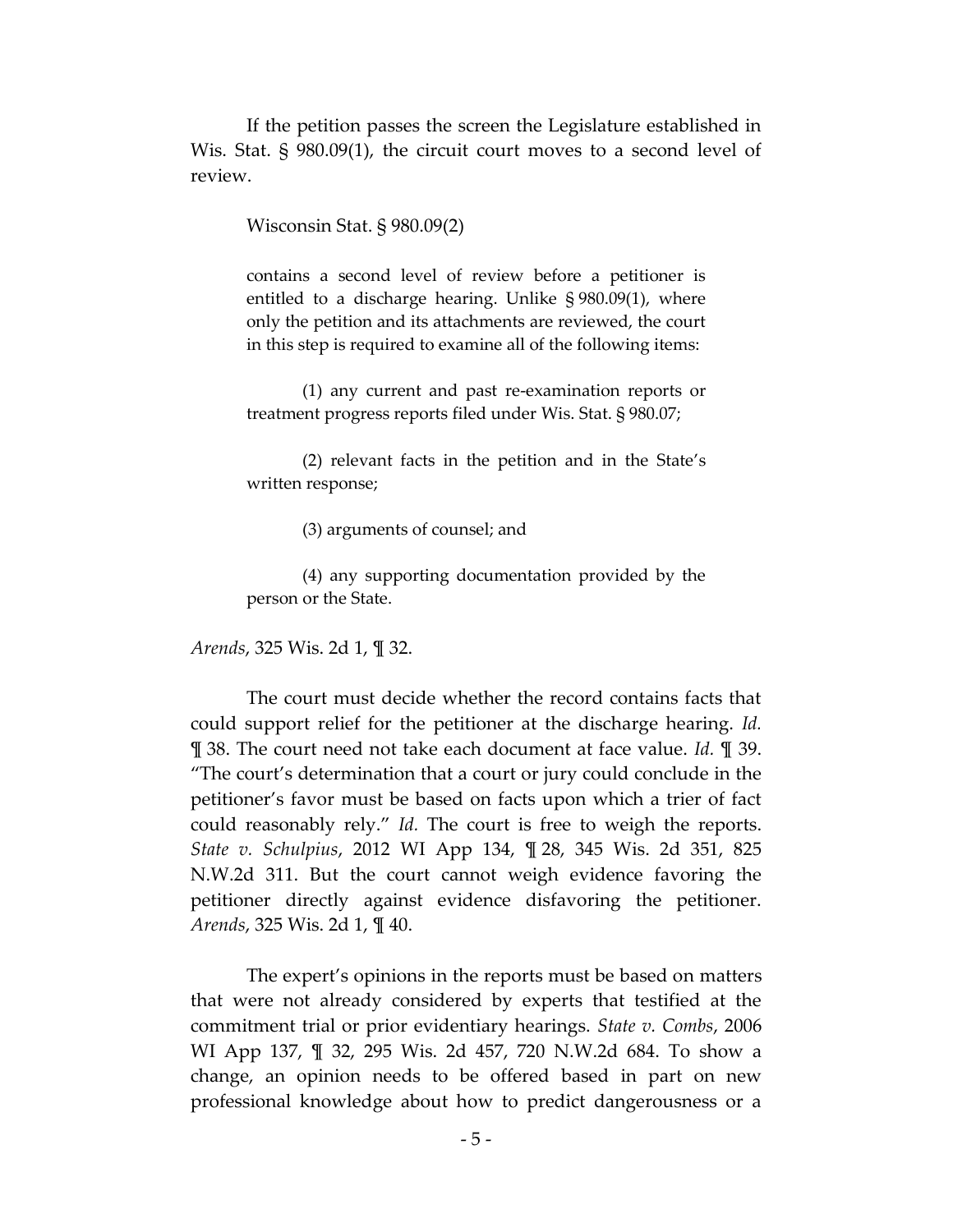If the petition passes the screen the Legislature established in Wis. Stat. § 980.09(1), the circuit court moves to a second level of review.

> Wisconsin Stat. § 980.09(2)
>
> contains a second level of review before a petitioner is entitled to a discharge hearing. Unlike § 980.09(1), where only the petition and its attachments are reviewed, the court in this step is required to examine all of the following items:
>
> (1) any current and past re-examination reports or treatment progress reports filed under Wis. Stat. § 980.07;
>
> (2) relevant facts in the petition and in the State's written response;
>
> (3) arguments of counsel; and
>
> (4) any supporting documentation provided by the person or the State.

*Arends*, 325 Wis. 2d 1, ¶ 32.

The court must decide whether the record contains facts that could support relief for the petitioner at the discharge hearing. *Id.* ¶ 38. The court need not take each document at face value. *Id.* ¶ 39. "The court's determination that a court or jury could conclude in the petitioner's favor must be based on facts upon which a trier of fact could reasonably rely." *Id.* The court is free to weigh the reports. *State v. Schulpius*, 2012 WI App 134, ¶ 28, 345 Wis. 2d 351, 825 N.W.2d 311. But the court cannot weigh evidence favoring the petitioner directly against evidence disfavoring the petitioner. *Arends*, 325 Wis. 2d 1, ¶ 40.

The expert's opinions in the reports must be based on matters that were not already considered by experts that testified at the commitment trial or prior evidentiary hearings. *State v. Combs*, 2006 WI App 137, ¶ 32, 295 Wis. 2d 457, 720 N.W.2d 684. To show a change, an opinion needs to be offered based in part on new professional knowledge about how to predict dangerousness or a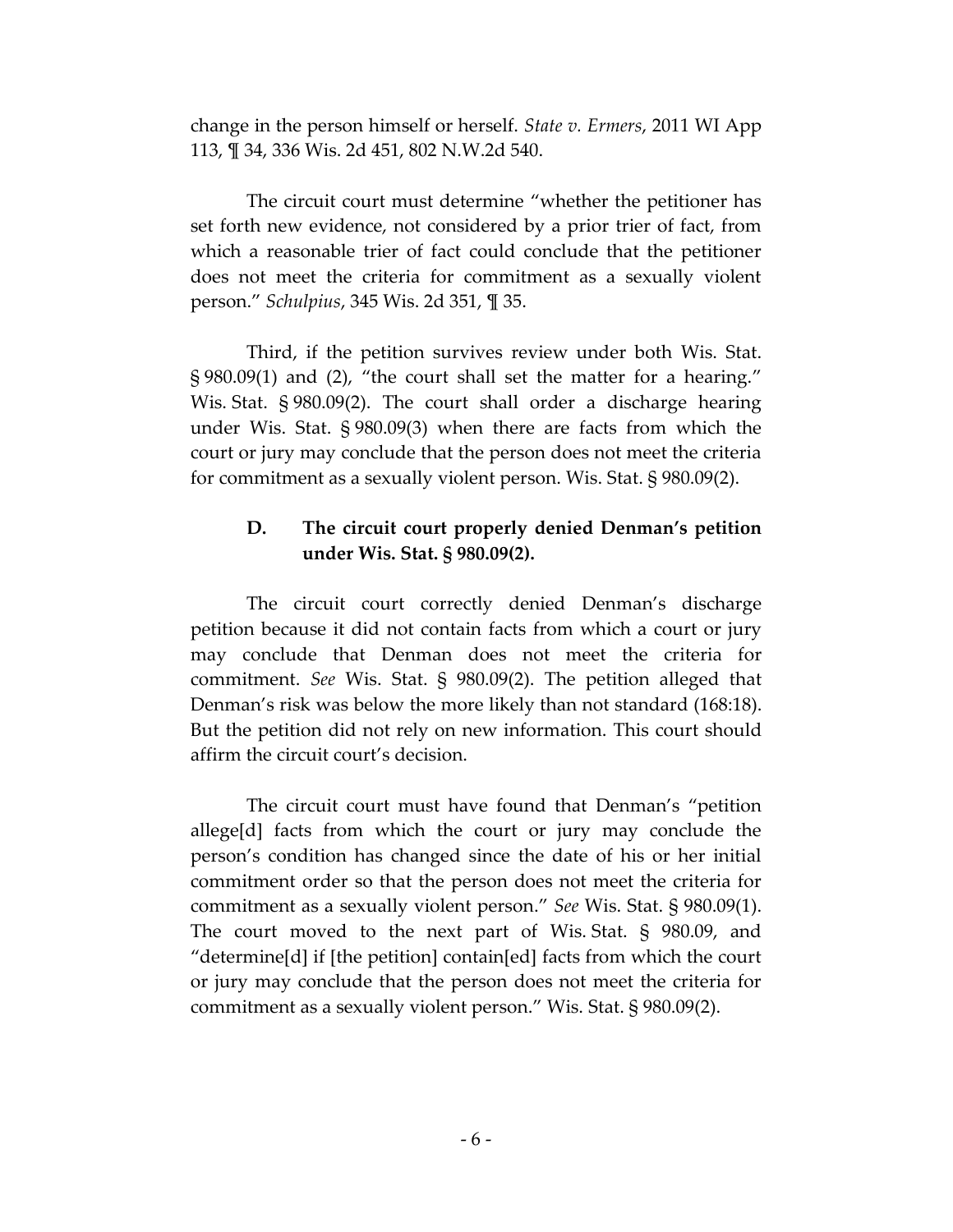change in the person himself or herself. *State v. Ermers*, 2011 WI App 113, ¶ 34, 336 Wis. 2d 451, 802 N.W.2d 540.

The circuit court must determine "whether the petitioner has set forth new evidence, not considered by a prior trier of fact, from which a reasonable trier of fact could conclude that the petitioner does not meet the criteria for commitment as a sexually violent person." *Schulpius*, 345 Wis. 2d 351, ¶ 35.

Third, if the petition survives review under both Wis. Stat. § 980.09(1) and (2), "the court shall set the matter for a hearing." Wis. Stat. § 980.09(2). The court shall order a discharge hearing under Wis. Stat. § 980.09(3) when there are facts from which the court or jury may conclude that the person does not meet the criteria for commitment as a sexually violent person. Wis. Stat. § 980.09(2).

### D. The circuit court properly denied Denman's petition under Wis. Stat. § 980.09(2).

The circuit court correctly denied Denman's discharge petition because it did not contain facts from which a court or jury may conclude that Denman does not meet the criteria for commitment. *See* Wis. Stat. § 980.09(2). The petition alleged that Denman's risk was below the more likely than not standard (168:18). But the petition did not rely on new information. This court should affirm the circuit court's decision.

The circuit court must have found that Denman's "petition allege[d] facts from which the court or jury may conclude the person's condition has changed since the date of his or her initial commitment order so that the person does not meet the criteria for commitment as a sexually violent person." *See* Wis. Stat. § 980.09(1). The court moved to the next part of Wis. Stat. § 980.09, and "determine[d] if [the petition] contain[ed] facts from which the court or jury may conclude that the person does not meet the criteria for commitment as a sexually violent person." Wis. Stat. § 980.09(2).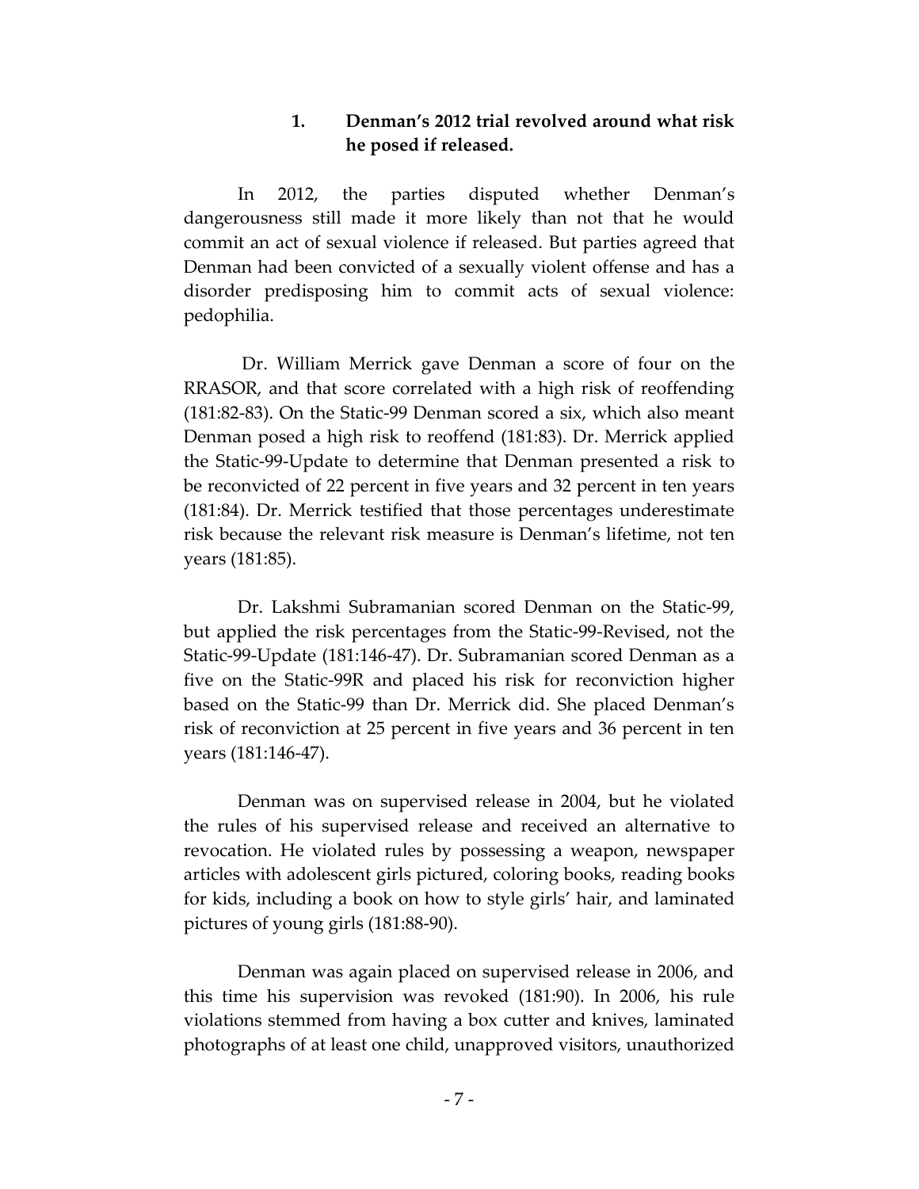### 1. Denman's 2012 trial revolved around what risk he posed if released.

In 2012, the parties disputed whether Denman's dangerousness still made it more likely than not that he would commit an act of sexual violence if released. But parties agreed that Denman had been convicted of a sexually violent offense and has a disorder predisposing him to commit acts of sexual violence: pedophilia.

Dr. William Merrick gave Denman a score of four on the RRASOR, and that score correlated with a high risk of reoffending (181:82-83). On the Static-99 Denman scored a six, which also meant Denman posed a high risk to reoffend (181:83). Dr. Merrick applied the Static-99-Update to determine that Denman presented a risk to be reconvicted of 22 percent in five years and 32 percent in ten years (181:84). Dr. Merrick testified that those percentages underestimate risk because the relevant risk measure is Denman's lifetime, not ten years (181:85).

Dr. Lakshmi Subramanian scored Denman on the Static-99, but applied the risk percentages from the Static-99-Revised, not the Static-99-Update (181:146-47). Dr. Subramanian scored Denman as a five on the Static-99R and placed his risk for reconviction higher based on the Static-99 than Dr. Merrick did. She placed Denman's risk of reconviction at 25 percent in five years and 36 percent in ten years (181:146-47).

Denman was on supervised release in 2004, but he violated the rules of his supervised release and received an alternative to revocation. He violated rules by possessing a weapon, newspaper articles with adolescent girls pictured, coloring books, reading books for kids, including a book on how to style girls' hair, and laminated pictures of young girls (181:88-90).

Denman was again placed on supervised release in 2006, and this time his supervision was revoked (181:90). In 2006, his rule violations stemmed from having a box cutter and knives, laminated photographs of at least one child, unapproved visitors, unauthorized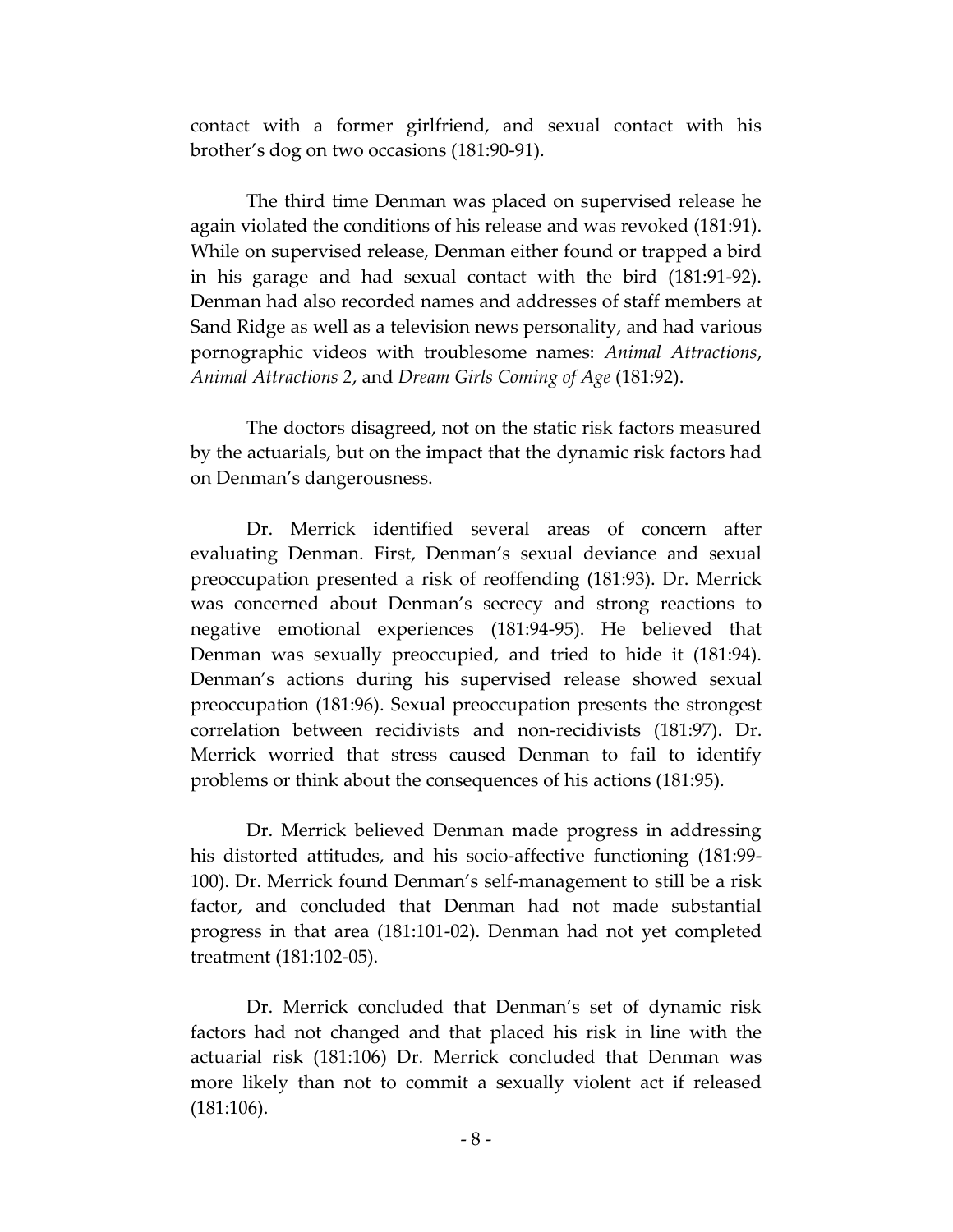contact with a former girlfriend, and sexual contact with his brother's dog on two occasions (181:90-91).

The third time Denman was placed on supervised release he again violated the conditions of his release and was revoked (181:91). While on supervised release, Denman either found or trapped a bird in his garage and had sexual contact with the bird (181:91-92). Denman had also recorded names and addresses of staff members at Sand Ridge as well as a television news personality, and had various pornographic videos with troublesome names: *Animal Attractions*, *Animal Attractions 2*, and *Dream Girls Coming of Age* (181:92).

The doctors disagreed, not on the static risk factors measured by the actuarials, but on the impact that the dynamic risk factors had on Denman's dangerousness.

Dr. Merrick identified several areas of concern after evaluating Denman. First, Denman's sexual deviance and sexual preoccupation presented a risk of reoffending (181:93). Dr. Merrick was concerned about Denman's secrecy and strong reactions to negative emotional experiences (181:94-95). He believed that Denman was sexually preoccupied, and tried to hide it (181:94). Denman's actions during his supervised release showed sexual preoccupation (181:96). Sexual preoccupation presents the strongest correlation between recidivists and non-recidivists (181:97). Dr. Merrick worried that stress caused Denman to fail to identify problems or think about the consequences of his actions (181:95).

Dr. Merrick believed Denman made progress in addressing his distorted attitudes, and his socio-affective functioning (181:99-100). Dr. Merrick found Denman's self-management to still be a risk factor, and concluded that Denman had not made substantial progress in that area (181:101-02). Denman had not yet completed treatment (181:102-05).

Dr. Merrick concluded that Denman's set of dynamic risk factors had not changed and that placed his risk in line with the actuarial risk (181:106) Dr. Merrick concluded that Denman was more likely than not to commit a sexually violent act if released (181:106).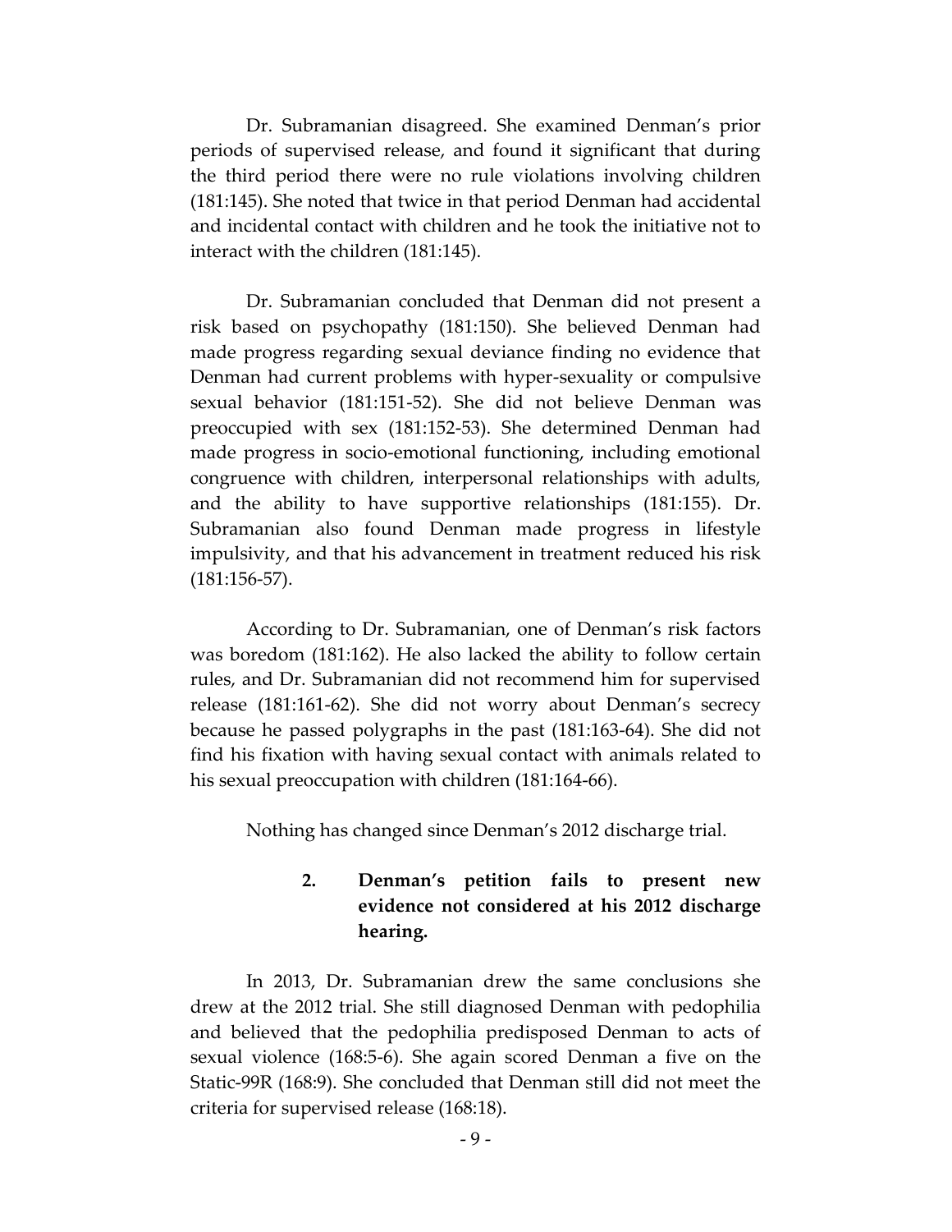Dr. Subramanian disagreed. She examined Denman's prior periods of supervised release, and found it significant that during the third period there were no rule violations involving children (181:145). She noted that twice in that period Denman had accidental and incidental contact with children and he took the initiative not to interact with the children (181:145).

Dr. Subramanian concluded that Denman did not present a risk based on psychopathy (181:150). She believed Denman had made progress regarding sexual deviance finding no evidence that Denman had current problems with hyper-sexuality or compulsive sexual behavior (181:151-52). She did not believe Denman was preoccupied with sex (181:152-53). She determined Denman had made progress in socio-emotional functioning, including emotional congruence with children, interpersonal relationships with adults, and the ability to have supportive relationships (181:155). Dr. Subramanian also found Denman made progress in lifestyle impulsivity, and that his advancement in treatment reduced his risk (181:156-57).

According to Dr. Subramanian, one of Denman's risk factors was boredom (181:162). He also lacked the ability to follow certain rules, and Dr. Subramanian did not recommend him for supervised release (181:161-62). She did not worry about Denman's secrecy because he passed polygraphs in the past (181:163-64). She did not find his fixation with having sexual contact with animals related to his sexual preoccupation with children (181:164-66).

Nothing has changed since Denman's 2012 discharge trial.

### 2. Denman's petition fails to present new evidence not considered at his 2012 discharge hearing.

In 2013, Dr. Subramanian drew the same conclusions she drew at the 2012 trial. She still diagnosed Denman with pedophilia and believed that the pedophilia predisposed Denman to acts of sexual violence (168:5-6). She again scored Denman a five on the Static-99R (168:9). She concluded that Denman still did not meet the criteria for supervised release (168:18).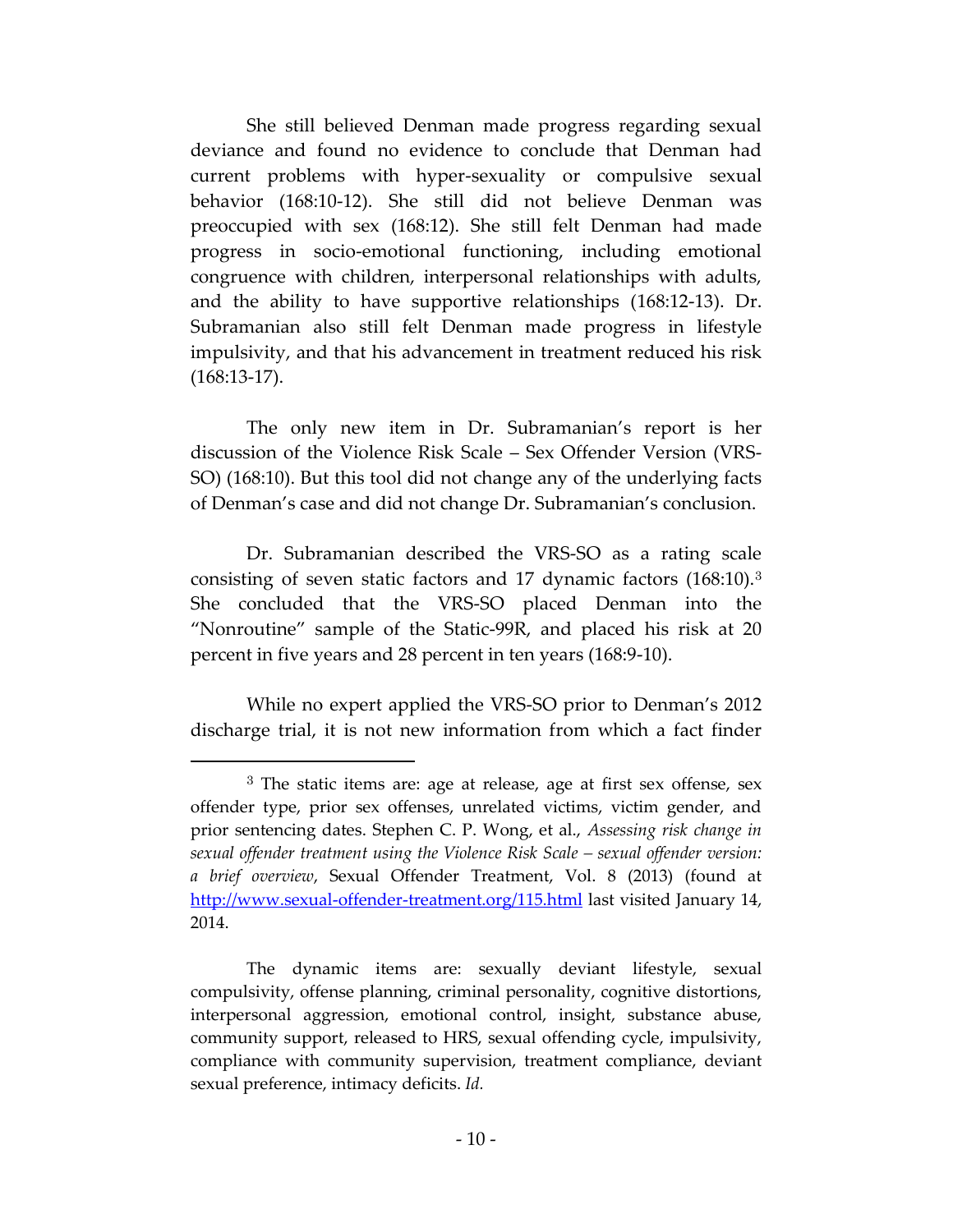She still believed Denman made progress regarding sexual deviance and found no evidence to conclude that Denman had current problems with hyper-sexuality or compulsive sexual behavior (168:10-12). She still did not believe Denman was preoccupied with sex (168:12). She still felt Denman had made progress in socio-emotional functioning, including emotional congruence with children, interpersonal relationships with adults, and the ability to have supportive relationships (168:12-13). Dr. Subramanian also still felt Denman made progress in lifestyle impulsivity, and that his advancement in treatment reduced his risk (168:13-17).

The only new item in Dr. Subramanian's report is her discussion of the Violence Risk Scale – Sex Offender Version (VRS-SO) (168:10). But this tool did not change any of the underlying facts of Denman's case and did not change Dr. Subramanian's conclusion.

Dr. Subramanian described the VRS-SO as a rating scale consisting of seven static factors and 17 dynamic factors (168:10).[3] She concluded that the VRS-SO placed Denman into the "Nonroutine" sample of the Static-99R, and placed his risk at 20 percent in five years and 28 percent in ten years (168:9-10).

While no expert applied the VRS-SO prior to Denman's 2012 discharge trial, it is not new information from which a fact finder

---

[3] The static items are: age at release, age at first sex offense, sex offender type, prior sex offenses, unrelated victims, victim gender, and prior sentencing dates. Stephen C. P. Wong, et al., *Assessing risk change in sexual offender treatment using the Violence Risk Scale – sexual offender version: a brief overview*, Sexual Offender Treatment, Vol. 8 (2013) (found at http://www.sexual-offender-treatment.org/115.html last visited January 14, 2014.

The dynamic items are: sexually deviant lifestyle, sexual compulsivity, offense planning, criminal personality, cognitive distortions, interpersonal aggression, emotional control, insight, substance abuse, community support, released to HRS, sexual offending cycle, impulsivity, compliance with community supervision, treatment compliance, deviant sexual preference, intimacy deficits. *Id.*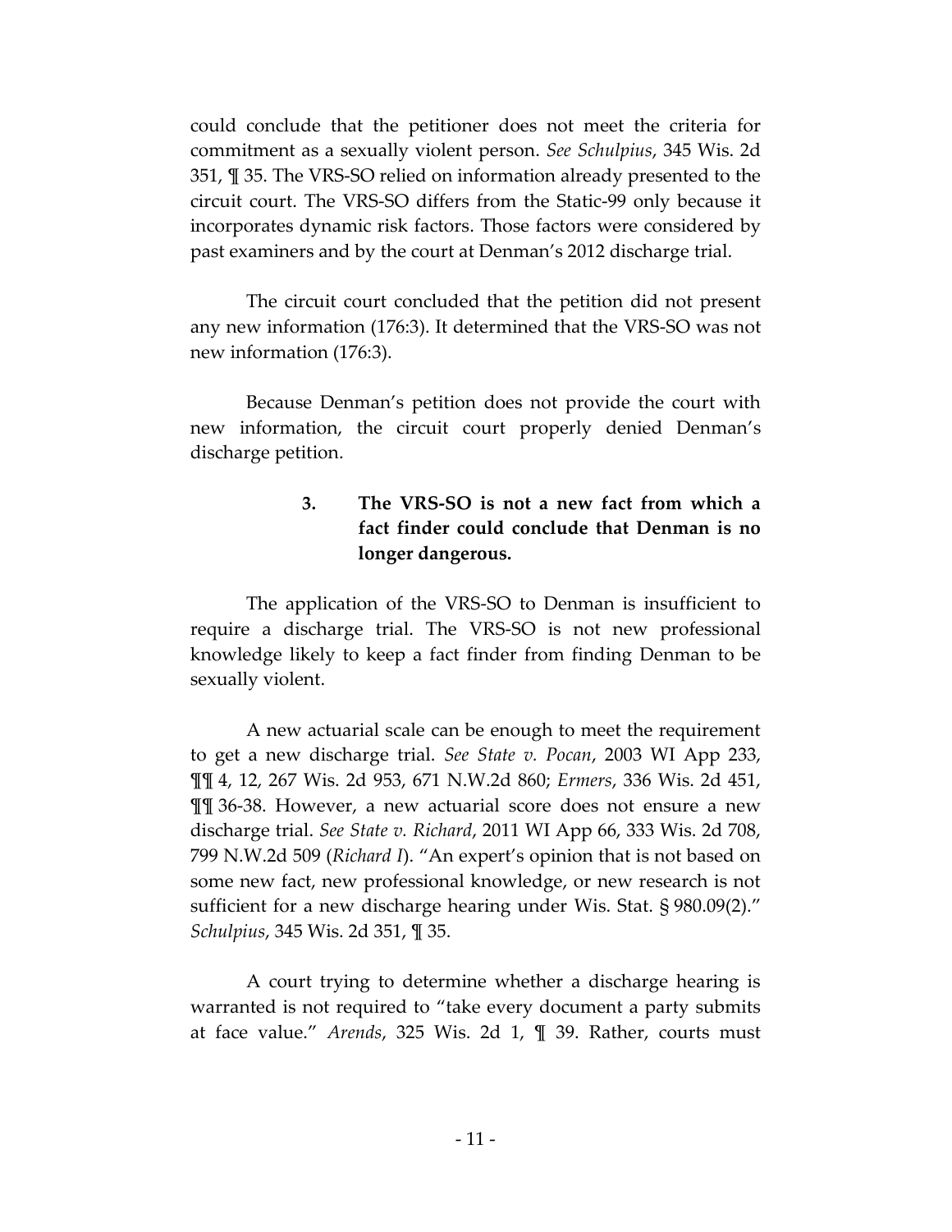could conclude that the petitioner does not meet the criteria for commitment as a sexually violent person. *See Schulpius*, 345 Wis. 2d 351, ¶ 35. The VRS-SO relied on information already presented to the circuit court. The VRS-SO differs from the Static-99 only because it incorporates dynamic risk factors. Those factors were considered by past examiners and by the court at Denman's 2012 discharge trial.

The circuit court concluded that the petition did not present any new information (176:3). It determined that the VRS-SO was not new information (176:3).

Because Denman's petition does not provide the court with new information, the circuit court properly denied Denman's discharge petition.

**3. The VRS-SO is not a new fact from which a fact finder could conclude that Denman is no longer dangerous.**

The application of the VRS-SO to Denman is insufficient to require a discharge trial. The VRS-SO is not new professional knowledge likely to keep a fact finder from finding Denman to be sexually violent.

A new actuarial scale can be enough to meet the requirement to get a new discharge trial. *See State v. Pocan*, 2003 WI App 233, ¶¶ 4, 12, 267 Wis. 2d 953, 671 N.W.2d 860; *Ermers*, 336 Wis. 2d 451, ¶¶ 36-38. However, a new actuarial score does not ensure a new discharge trial. *See State v. Richard*, 2011 WI App 66, 333 Wis. 2d 708, 799 N.W.2d 509 (*Richard I*). "An expert's opinion that is not based on some new fact, new professional knowledge, or new research is not sufficient for a new discharge hearing under Wis. Stat. § 980.09(2)." *Schulpius*, 345 Wis. 2d 351, ¶ 35.

A court trying to determine whether a discharge hearing is warranted is not required to "take every document a party submits at face value." *Arends*, 325 Wis. 2d 1, ¶ 39. Rather, courts must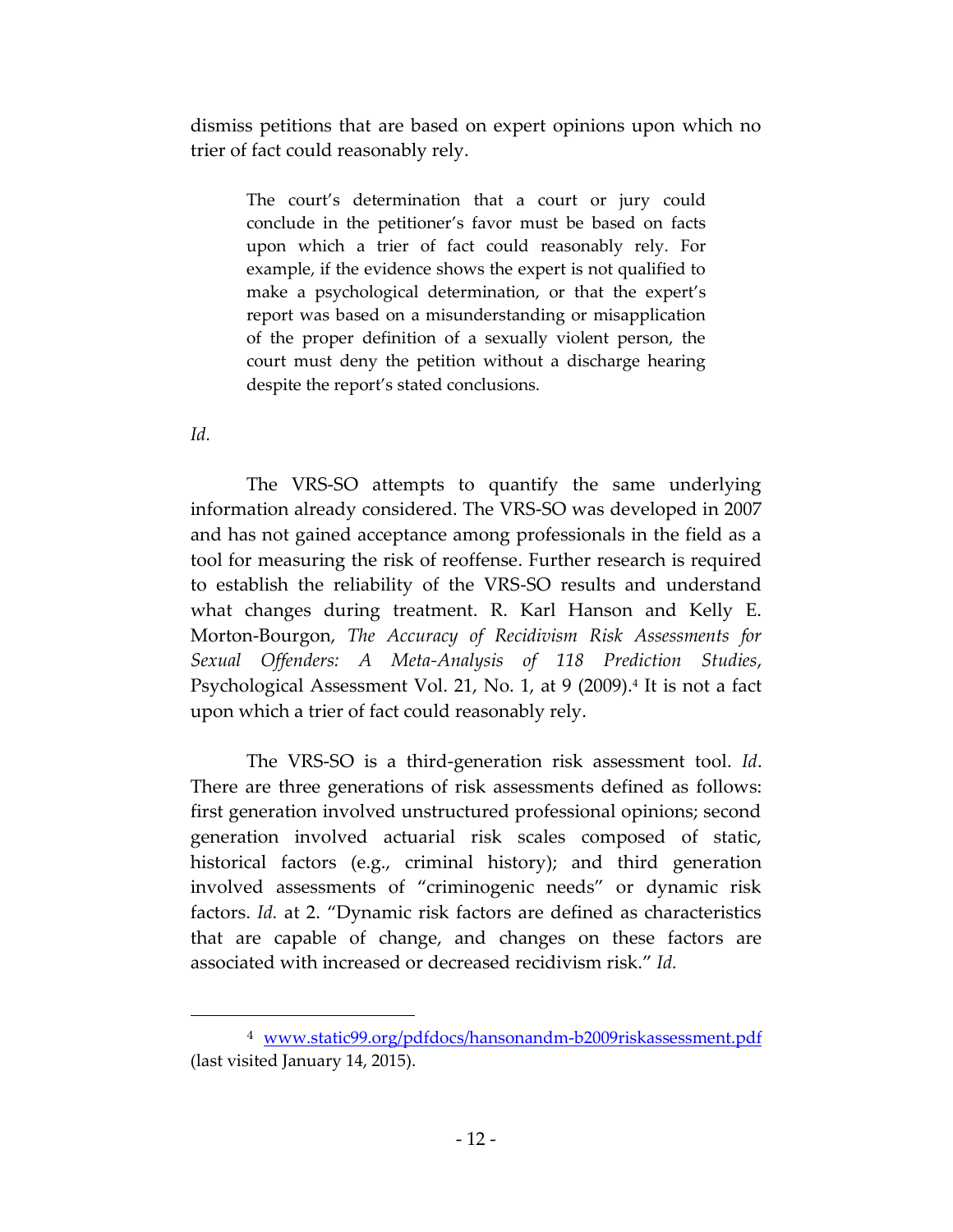dismiss petitions that are based on expert opinions upon which no trier of fact could reasonably rely.

> The court's determination that a court or jury could conclude in the petitioner's favor must be based on facts upon which a trier of fact could reasonably rely. For example, if the evidence shows the expert is not qualified to make a psychological determination, or that the expert's report was based on a misunderstanding or misapplication of the proper definition of a sexually violent person, the court must deny the petition without a discharge hearing despite the report's stated conclusions.

*Id.*

The VRS-SO attempts to quantify the same underlying information already considered. The VRS-SO was developed in 2007 and has not gained acceptance among professionals in the field as a tool for measuring the risk of reoffense. Further research is required to establish the reliability of the VRS-SO results and understand what changes during treatment. R. Karl Hanson and Kelly E. Morton-Bourgon, *The Accuracy of Recidivism Risk Assessments for Sexual Offenders: A Meta-Analysis of 118 Prediction Studies*, Psychological Assessment Vol. 21, No. 1, at 9 (2009).[4] It is not a fact upon which a trier of fact could reasonably rely.

The VRS-SO is a third-generation risk assessment tool. *Id*. There are three generations of risk assessments defined as follows: first generation involved unstructured professional opinions; second generation involved actuarial risk scales composed of static, historical factors (e.g., criminal history); and third generation involved assessments of "criminogenic needs" or dynamic risk factors. *Id.* at 2. "Dynamic risk factors are defined as characteristics that are capable of change, and changes on these factors are associated with increased or decreased recidivism risk." *Id.*

---

[4] www.static99.org/pdfdocs/hansonandm-b2009riskassessment.pdf (last visited January 14, 2015).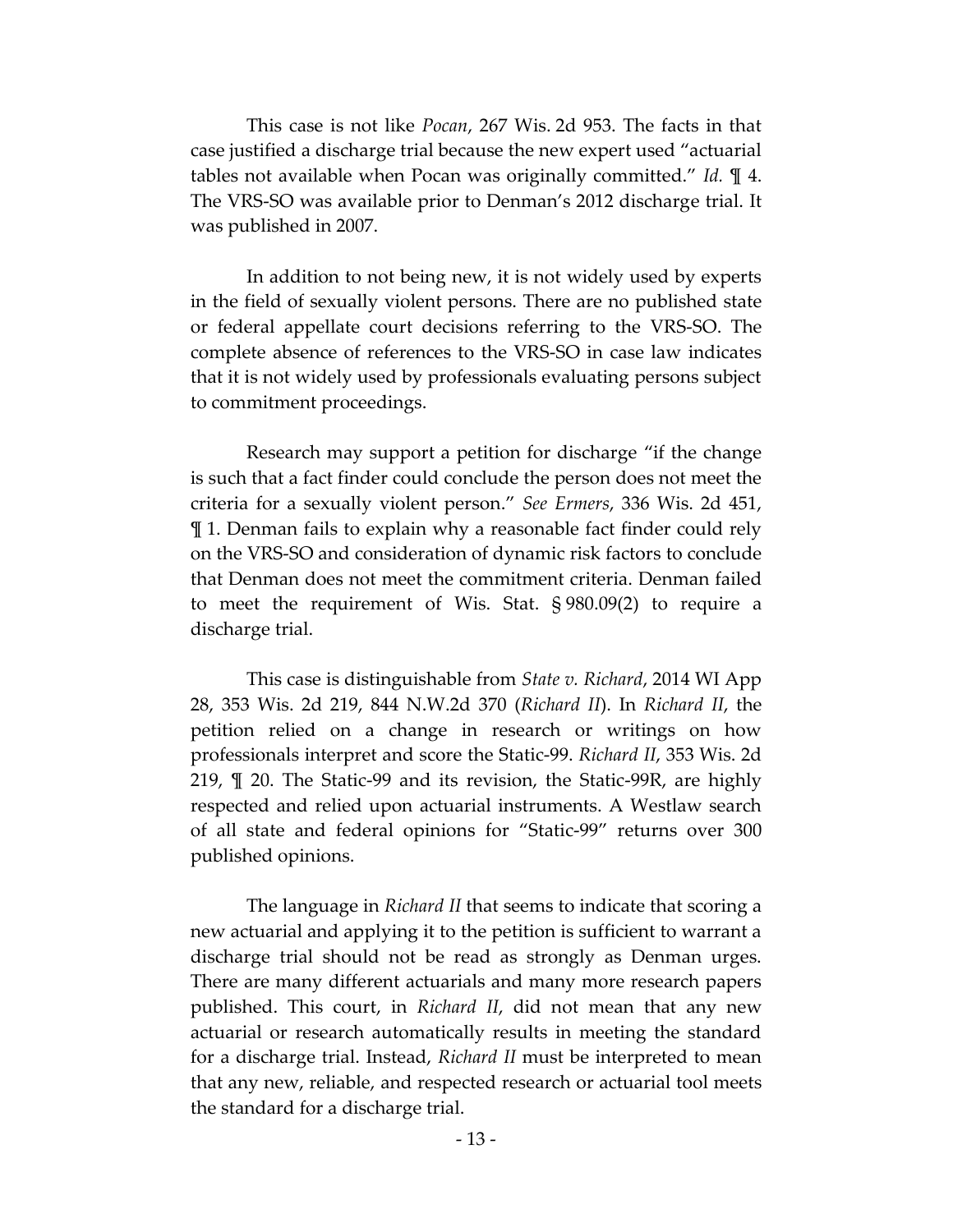This case is not like *Pocan*, 267 Wis. 2d 953. The facts in that case justified a discharge trial because the new expert used "actuarial tables not available when Pocan was originally committed." *Id.* ¶ 4. The VRS-SO was available prior to Denman's 2012 discharge trial. It was published in 2007.

In addition to not being new, it is not widely used by experts in the field of sexually violent persons. There are no published state or federal appellate court decisions referring to the VRS-SO. The complete absence of references to the VRS-SO in case law indicates that it is not widely used by professionals evaluating persons subject to commitment proceedings.

Research may support a petition for discharge "if the change is such that a fact finder could conclude the person does not meet the criteria for a sexually violent person." *See Ermers*, 336 Wis. 2d 451, ¶ 1. Denman fails to explain why a reasonable fact finder could rely on the VRS-SO and consideration of dynamic risk factors to conclude that Denman does not meet the commitment criteria. Denman failed to meet the requirement of Wis. Stat. § 980.09(2) to require a discharge trial.

This case is distinguishable from *State v. Richard*, 2014 WI App 28, 353 Wis. 2d 219, 844 N.W.2d 370 (*Richard II*). In *Richard II*, the petition relied on a change in research or writings on how professionals interpret and score the Static-99. *Richard II*, 353 Wis. 2d 219, ¶ 20. The Static-99 and its revision, the Static-99R, are highly respected and relied upon actuarial instruments. A Westlaw search of all state and federal opinions for "Static-99" returns over 300 published opinions.

The language in *Richard II* that seems to indicate that scoring a new actuarial and applying it to the petition is sufficient to warrant a discharge trial should not be read as strongly as Denman urges. There are many different actuarials and many more research papers published. This court, in *Richard II*, did not mean that any new actuarial or research automatically results in meeting the standard for a discharge trial. Instead, *Richard II* must be interpreted to mean that any new, reliable, and respected research or actuarial tool meets the standard for a discharge trial.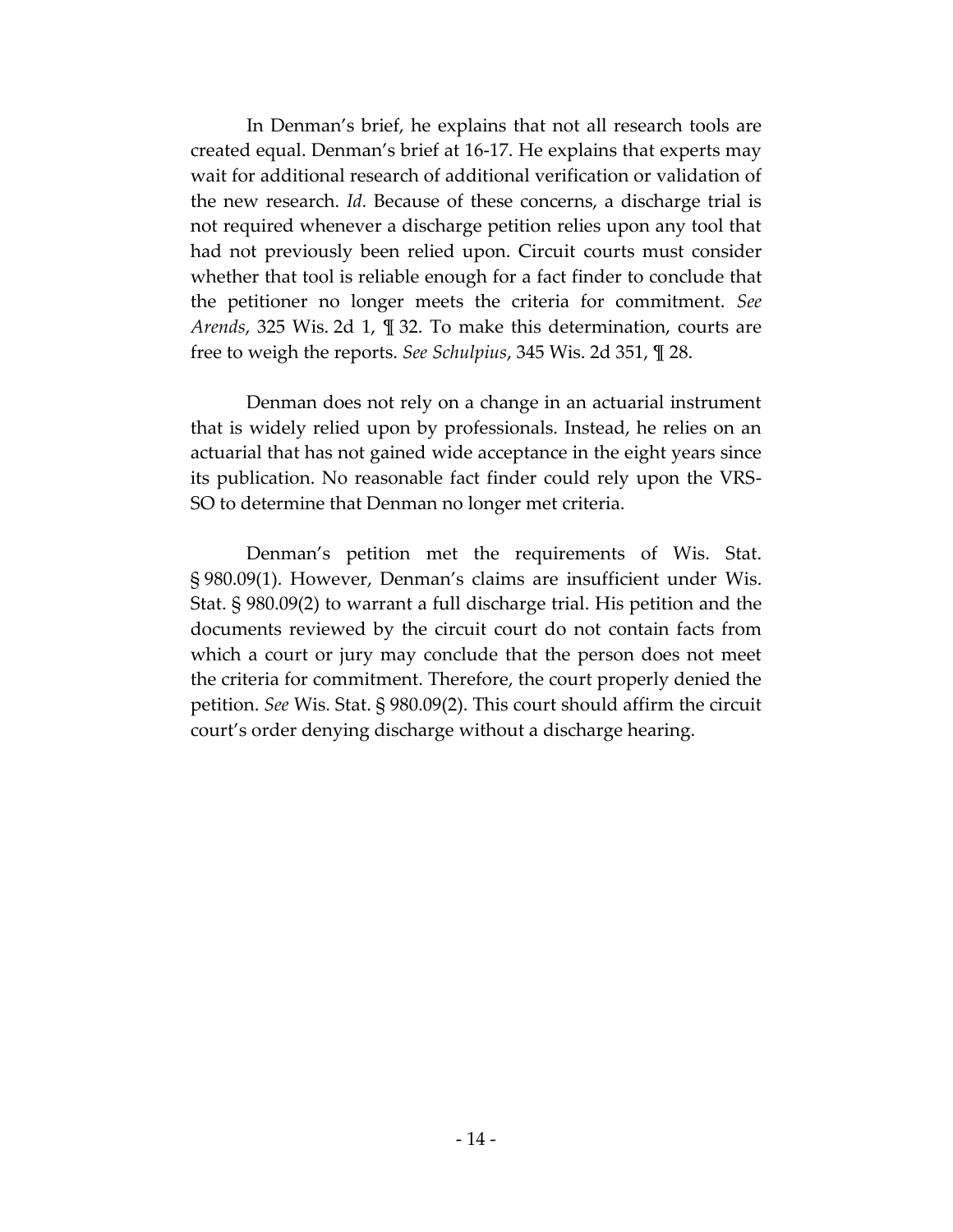In Denman's brief, he explains that not all research tools are created equal. Denman's brief at 16-17. He explains that experts may wait for additional research of additional verification or validation of the new research. *Id.* Because of these concerns, a discharge trial is not required whenever a discharge petition relies upon any tool that had not previously been relied upon. Circuit courts must consider whether that tool is reliable enough for a fact finder to conclude that the petitioner no longer meets the criteria for commitment. *See Arends*, 325 Wis. 2d 1, ¶ 32. To make this determination, courts are free to weigh the reports. *See Schulpius*, 345 Wis. 2d 351, ¶ 28.

Denman does not rely on a change in an actuarial instrument that is widely relied upon by professionals. Instead, he relies on an actuarial that has not gained wide acceptance in the eight years since its publication. No reasonable fact finder could rely upon the VRS-SO to determine that Denman no longer met criteria.

Denman's petition met the requirements of Wis. Stat. § 980.09(1). However, Denman's claims are insufficient under Wis. Stat. § 980.09(2) to warrant a full discharge trial. His petition and the documents reviewed by the circuit court do not contain facts from which a court or jury may conclude that the person does not meet the criteria for commitment. Therefore, the court properly denied the petition. *See* Wis. Stat. § 980.09(2). This court should affirm the circuit court's order denying discharge without a discharge hearing.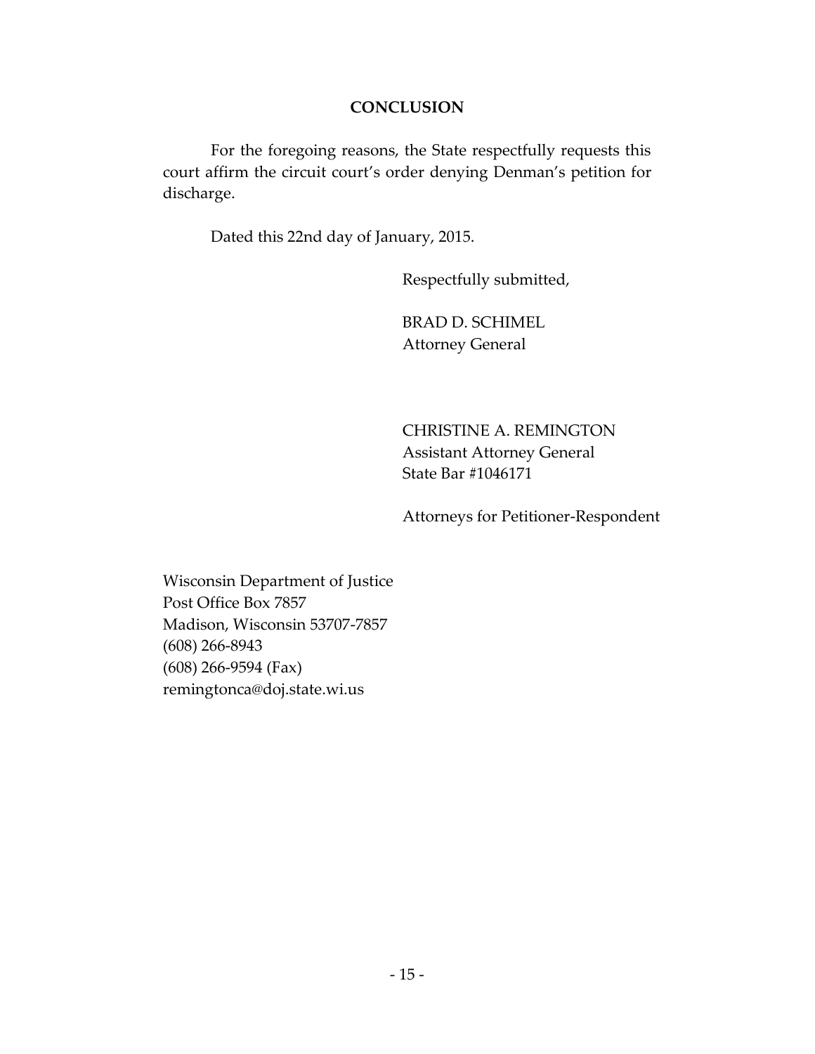## CONCLUSION

For the foregoing reasons, the State respectfully requests this court affirm the circuit court's order denying Denman's petition for discharge.

Dated this 22nd day of January, 2015.

Respectfully submitted,

BRAD D. SCHIMEL
Attorney General

CHRISTINE A. REMINGTON
Assistant Attorney General
State Bar #1046171

Attorneys for Petitioner-Respondent

Wisconsin Department of Justice
Post Office Box 7857
Madison, Wisconsin 53707-7857
(608) 266-8943
(608) 266-9594 (Fax)
remingtonca@doj.state.wi.us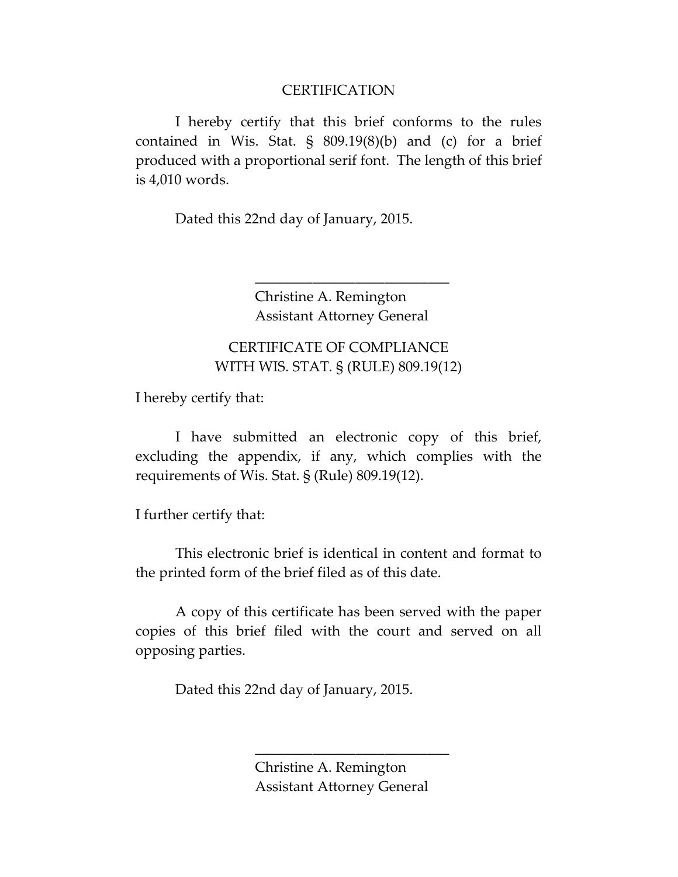## CERTIFICATION

I hereby certify that this brief conforms to the rules contained in Wis. Stat. § 809.19(8)(b) and (c) for a brief produced with a proportional serif font. The length of this brief is 4,010 words.

Dated this 22nd day of January, 2015.

\_\_\_\_\_\_\_\_\_\_\_\_\_\_\_\_\_\_\_\_\_\_\_\_\_\_\_\_
Christine A. Remington
Assistant Attorney General

## CERTIFICATE OF COMPLIANCE WITH WIS. STAT. § (RULE) 809.19(12)

I hereby certify that:

I have submitted an electronic copy of this brief, excluding the appendix, if any, which complies with the requirements of Wis. Stat. § (Rule) 809.19(12).

I further certify that:

This electronic brief is identical in content and format to the printed form of the brief filed as of this date.

A copy of this certificate has been served with the paper copies of this brief filed with the court and served on all opposing parties.

Dated this 22nd day of January, 2015.

\_\_\_\_\_\_\_\_\_\_\_\_\_\_\_\_\_\_\_\_\_\_\_\_\_\_\_\_
Christine A. Remington
Assistant Attorney General